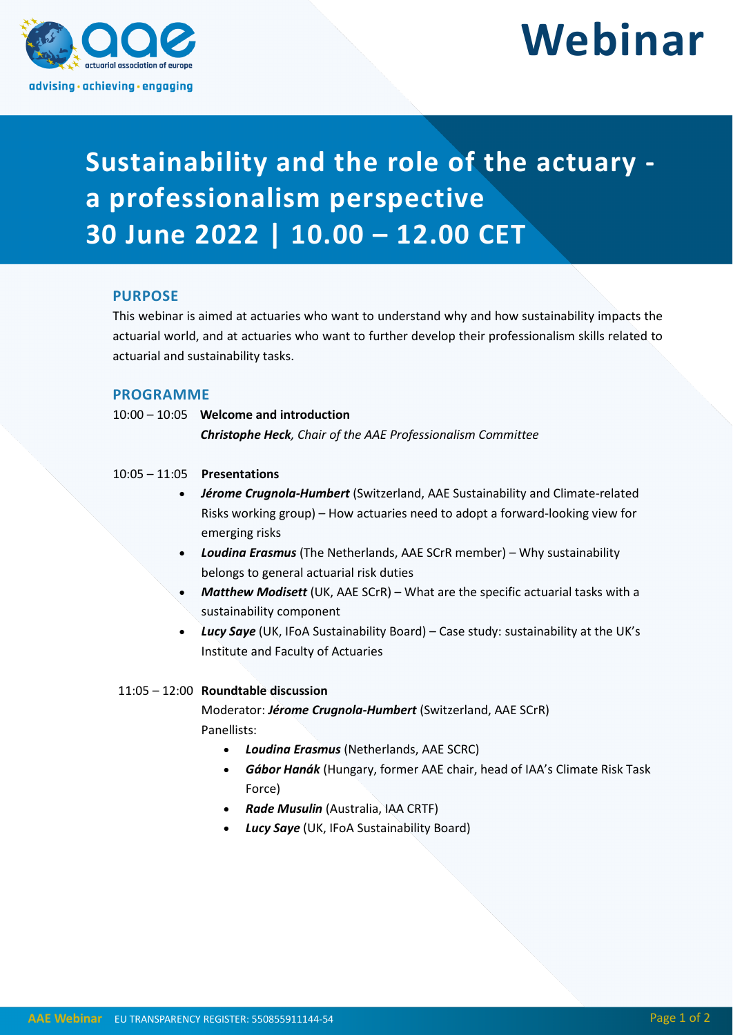actuarial association of europe

advising · achieving · engaging

# Webinar

## Sustainability and the role of the actuary - a professionalism perspective 30 June 2022 | 10.00 – 12.00 CET

### PURPOSE

This webinar is aimed at actuaries who want to understand why and how sustainability impacts the actuarial world, and at actuaries who want to further develop their professionalism skills related to actuarial and sustainability tasks.

### PROGRAMME

10:00 – 10:05 **Welcome and introduction**

***Christophe Heck**, Chair of the AAE Professionalism Committee*

10:05 – 11:05 **Presentations**

- ***Jérome Crugnola-Humbert*** (Switzerland, AAE Sustainability and Climate-related Risks working group) – How actuaries need to adopt a forward-looking view for emerging risks
- ***Loudina Erasmus*** (The Netherlands, AAE SCrR member) – Why sustainability belongs to general actuarial risk duties
- ***Matthew Modisett*** (UK, AAE SCrR) – What are the specific actuarial tasks with a sustainability component
- ***Lucy Saye*** (UK, IFoA Sustainability Board) – Case study: sustainability at the UK's Institute and Faculty of Actuaries

11:05 – 12:00 **Roundtable discussion**

Moderator: ***Jérome Crugnola-Humbert*** (Switzerland, AAE SCrR)

Panellists:

- ***Loudina Erasmus*** (Netherlands, AAE SCRC)
- ***Gábor Hanák*** (Hungary, former AAE chair, head of IAA's Climate Risk Task Force)
- ***Rade Musulin*** (Australia, IAA CRTF)
- ***Lucy Saye*** (UK, IFoA Sustainability Board)

AAE Webinar EU TRANSPARENCY REGISTER: 550855911144-54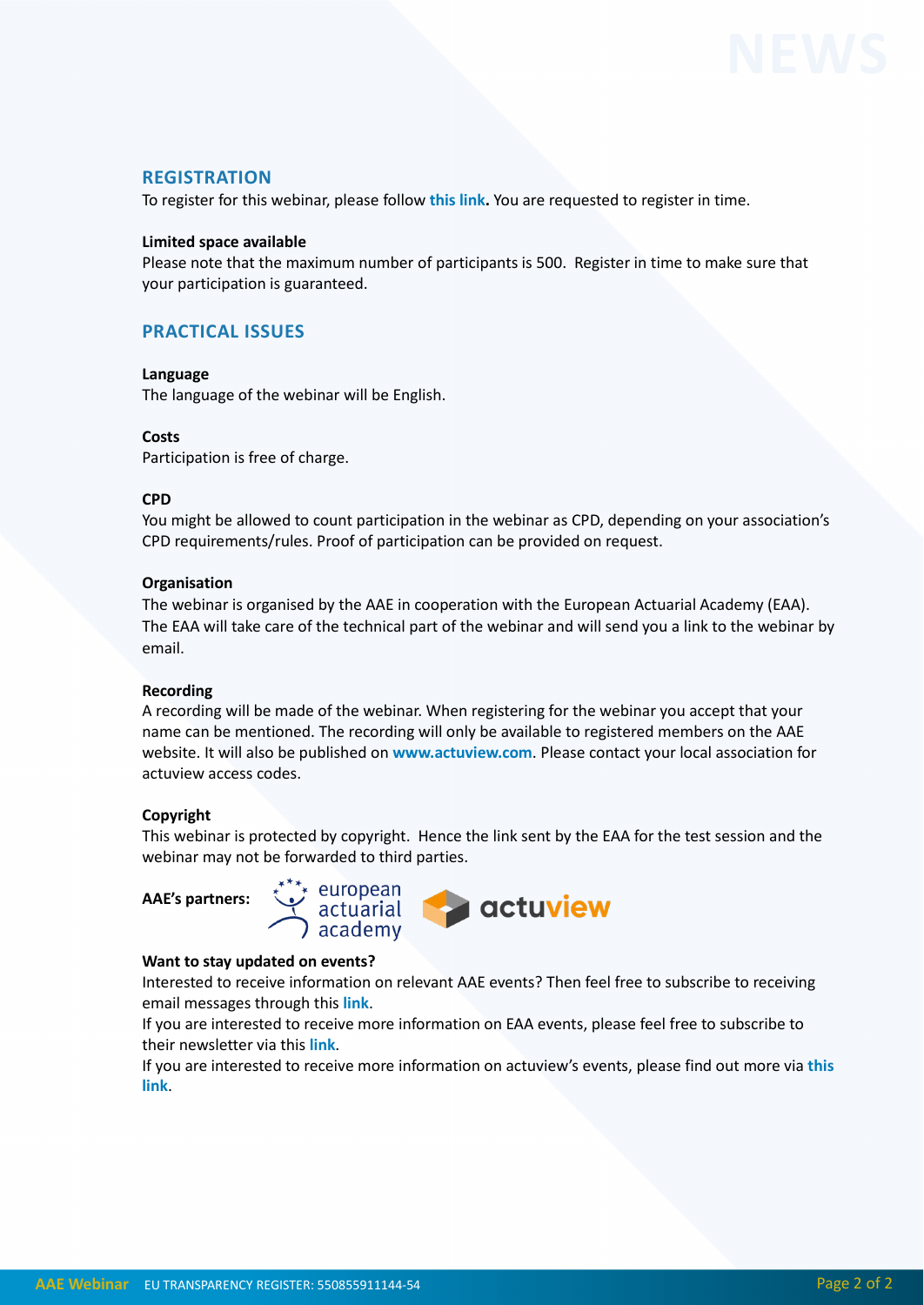## REGISTRATION

To register for this webinar, please follow **this link.** You are requested to register in time.

**Limited space available**

Please note that the maximum number of participants is 500. Register in time to make sure that your participation is guaranteed.

## PRACTICAL ISSUES

**Language**

The language of the webinar will be English.

**Costs**

Participation is free of charge.

**CPD**

You might be allowed to count participation in the webinar as CPD, depending on your association's CPD requirements/rules. Proof of participation can be provided on request.

**Organisation**

The webinar is organised by the AAE in cooperation with the European Actuarial Academy (EAA). The EAA will take care of the technical part of the webinar and will send you a link to the webinar by email.

**Recording**

A recording will be made of the webinar. When registering for the webinar you accept that your name can be mentioned. The recording will only be available to registered members on the AAE website. It will also be published on **www.actuview.com**. Please contact your local association for actuview access codes.

**Copyright**

This webinar is protected by copyright. Hence the link sent by the EAA for the test session and the webinar may not be forwarded to third parties.

**AAE's partners:** european actuarial academy actuview

**Want to stay updated on events?**

Interested to receive information on relevant AAE events? Then feel free to subscribe to receiving email messages through this **link**.

If you are interested to receive more information on EAA events, please feel free to subscribe to their newsletter via this **link**.

If you are interested to receive more information on actuview's events, please find out more via **this link**.